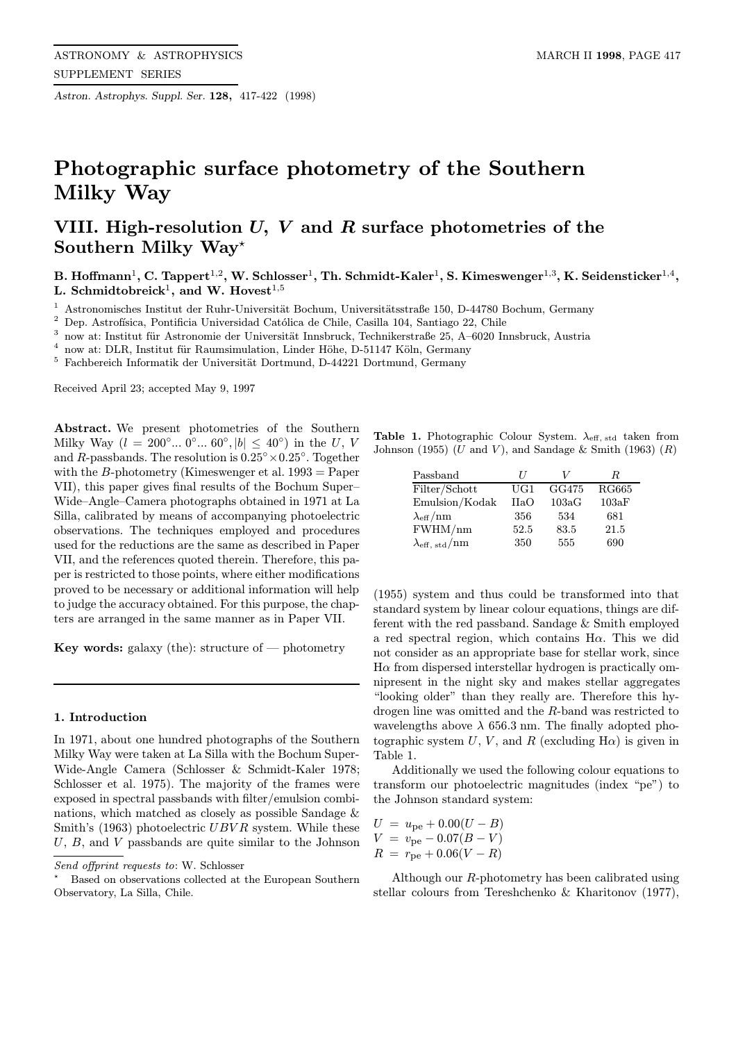# Photographic surface photometry of the Southern Milky Way

## VIII. High-resolution $U$, $V$ and $R$ surface photometries of the Southern Milky Way*

**B. Hoffmann[1], C. Tappert[1,2], W. Schlosser[1], Th. Schmidt-Kaler[1], S. Kimeswenger[1,3], K. Seidensticker[1,4], L. Schmidtobreick[1], and W. Hovest[1,5]**

[1] Astronomisches Institut der Ruhr-Universität Bochum, Universitätsstraße 150, D-44780 Bochum, Germany
[2] Dep. Astrofísica, Pontificia Universidad Católica de Chile, Casilla 104, Santiago 22, Chile
[3] now at: Institut für Astronomie der Universität Innsbruck, Technikerstraße 25, A–6020 Innsbruck, Austria
[4] now at: DLR, Institut für Raumsimulation, Linder Höhe, D-51147 Köln, Germany
[5] Fachbereich Informatik der Universität Dortmund, D-44221 Dortmund, Germany

Received April 23; accepted May 9, 1997

**Abstract.** We present photometries of the Southern Milky Way ($l = 200°... 0°... 60°, |b| \leq 40°$) in the $U$, $V$ and $R$-passbands. The resolution is $0.25° \times 0.25°$. Together with the $B$-photometry (Kimeswenger et al. 1993 = Paper VII), this paper gives final results of the Bochum Super–Wide–Angle–Camera photographs obtained in 1971 at La Silla, calibrated by means of accompanying photoelectric observations. The techniques employed and procedures used for the reductions are the same as described in Paper VII, and the references quoted therein. Therefore, this paper is restricted to those points, where either modifications proved to be necessary or additional information will help to judge the accuracy obtained. For this purpose, the chapters are arranged in the same manner as in Paper VII.

**Key words:** galaxy (the): structure of — photometry

### 1. Introduction

In 1971, about one hundred photographs of the Southern Milky Way were taken at La Silla with the Bochum Super-Wide-Angle Camera (Schlosser & Schmidt-Kaler 1978; Schlosser et al. 1975). The majority of the frames were exposed in spectral passbands with filter/emulsion combinations, which matched as closely as possible Sandage & Smith's (1963) photoelectric $UBVR$ system. While these $U$, $B$, and $V$ passbands are quite similar to the Johnson (1955) system and thus could be transformed into that standard system by linear colour equations, things are different with the red passband. Sandage & Smith employed a red spectral region, which contains Hα. This we did not consider as an appropriate base for stellar work, since Hα from dispersed interstellar hydrogen is practically omnipresent in the night sky and makes stellar aggregates "looking older" than they really are. Therefore this hydrogen line was omitted and the $R$-band was restricted to wavelengths above $\lambda$ 656.3 nm. The finally adopted photographic system $U$, $V$, and $R$ (excluding Hα) is given in Table 1.

**Table 1.** Photographic Colour System. $\lambda_{\mathrm{eff,\,std}}$ taken from Johnson (1955) ($U$ and $V$), and Sandage & Smith (1963) ($R$)

| Passband | $U$ | $V$ | $R$ |
|---|---|---|---|
| Filter/Schott | UG1 | GG475 | RG665 |
| Emulsion/Kodak | IIaO | 103aG | 103aF |
| $\lambda_{\mathrm{eff}}$/nm | 356 | 534 | 681 |
| FWHM/nm | 52.5 | 83.5 | 21.5 |
| $\lambda_{\mathrm{eff,\,std}}$/nm | 350 | 555 | 690 |

Additionally we used the following colour equations to transform our photoelectric magnitudes (index "pe") to the Johnson standard system:

$$U = u_{\mathrm{pe}} + 0.00(U-B)$$
$$V = v_{\mathrm{pe}} - 0.07(B-V)$$
$$R = r_{\mathrm{pe}} + 0.06(V-R)$$

Although our $R$-photometry has been calibrated using stellar colours from Tereshchenko & Kharitonov (1977),

---

Send offprint requests to: W. Schlosser

* Based on observations collected at the European Southern Observatory, La Silla, Chile.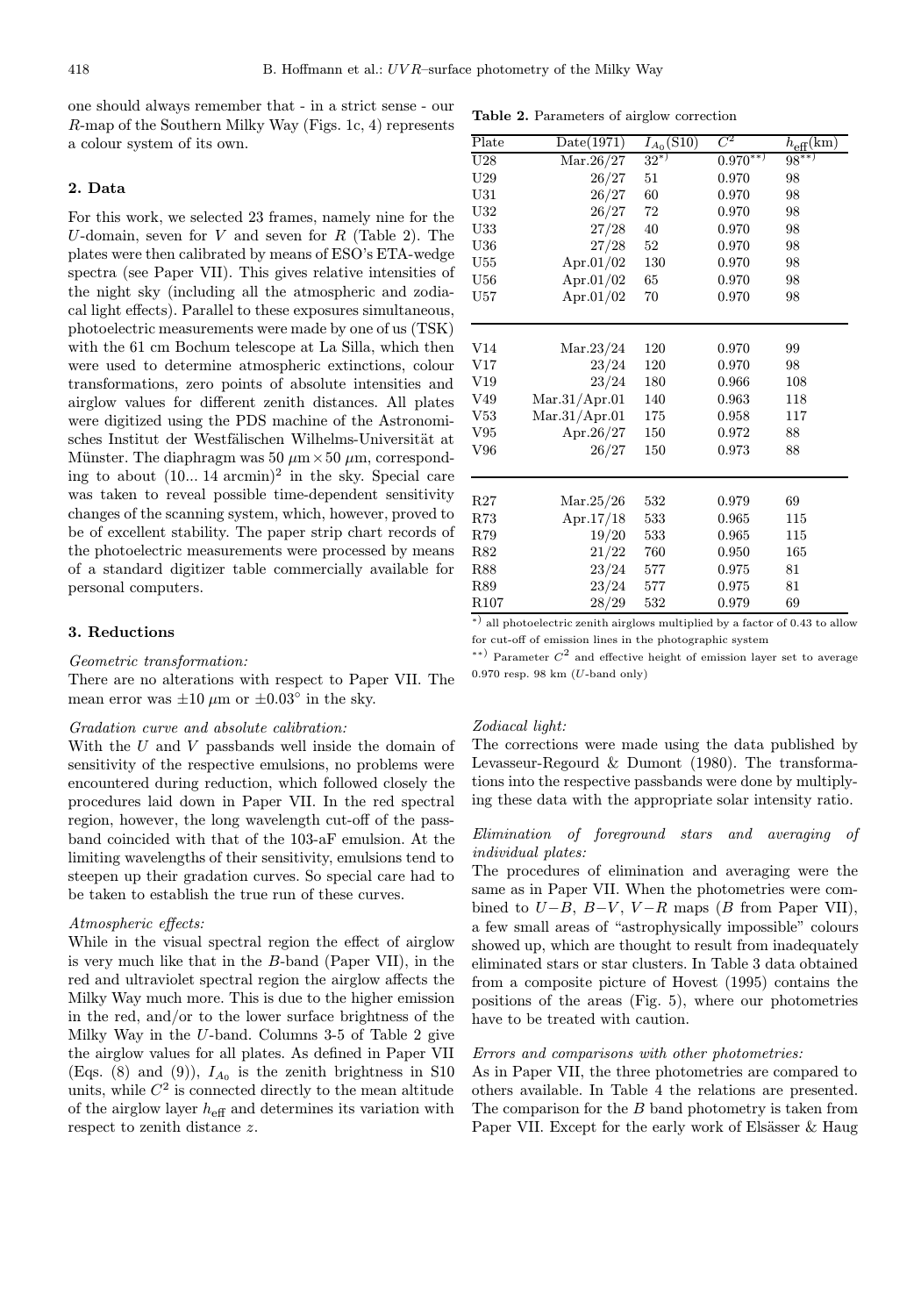one should always remember that - in a strict sense - our $R$-map of the Southern Milky Way (Figs. 1c, 4) represents a colour system of its own.

## 2. Data

For this work, we selected 23 frames, namely nine for the $U$-domain, seven for $V$ and seven for $R$ (Table 2). The plates were then calibrated by means of ESO's ETA-wedge spectra (see Paper VII). This gives relative intensities of the night sky (including all the atmospheric and zodiacal light effects). Parallel to these exposures simultaneous, photoelectric measurements were made by one of us (TSK) with the 61 cm Bochum telescope at La Silla, which then were used to determine atmospheric extinctions, colour transformations, zero points of absolute intensities and airglow values for different zenith distances. All plates were digitized using the PDS machine of the Astronomisches Institut der Westfälischen Wilhelms-Universität at Münster. The diaphragm was 50 $\mu$m $\times$ 50 $\mu$m, corresponding to about (10... 14 arcmin)$^2$ in the sky. Special care was taken to reveal possible time-dependent sensitivity changes of the scanning system, which, however, proved to be of excellent stability. The paper strip chart records of the photoelectric measurements were processed by means of a standard digitizer table commercially available for personal computers.

## 3. Reductions

*Geometric transformation:*

There are no alterations with respect to Paper VII. The mean error was $\pm 10$ $\mu$m or $\pm 0.03^\circ$ in the sky.

*Gradation curve and absolute calibration:*

With the $U$ and $V$ passbands well inside the domain of sensitivity of the respective emulsions, no problems were encountered during reduction, which followed closely the procedures laid down in Paper VII. In the red spectral region, however, the long wavelength cut-off of the passband coincided with that of the 103-aF emulsion. At the limiting wavelengths of their sensitivity, emulsions tend to steepen up their gradation curves. So special care had to be taken to establish the true run of these curves.

*Atmospheric effects:*

While in the visual spectral region the effect of airglow is very much like that in the $B$-band (Paper VII), in the red and ultraviolet spectral region the airglow affects the Milky Way much more. This is due to the higher emission in the red, and/or to the lower surface brightness of the Milky Way in the $U$-band. Columns 3-5 of Table 2 give the airglow values for all plates. As defined in Paper VII (Eqs. (8) and (9)), $I_{A_0}$ is the zenith brightness in S10 units, while $C^2$ is connected directly to the mean altitude of the airglow layer $h_{\rm eff}$ and determines its variation with respect to zenith distance $z$.

**Table 2.** Parameters of airglow correction

| Plate | Date(1971) | $I_{A_0}$(S10) | $C^2$ | $h_{\rm eff}$(km) |
|---|---|---|---|---|
| U28 | Mar.26/27 | 32*) | 0.970**) | 98**) |
| U29 | 26/27 | 51 | 0.970 | 98 |
| U31 | 26/27 | 60 | 0.970 | 98 |
| U32 | 26/27 | 72 | 0.970 | 98 |
| U33 | 27/28 | 40 | 0.970 | 98 |
| U36 | 27/28 | 52 | 0.970 | 98 |
| U55 | Apr.01/02 | 130 | 0.970 | 98 |
| U56 | Apr.01/02 | 65 | 0.970 | 98 |
| U57 | Apr.01/02 | 70 | 0.970 | 98 |
| V14 | Mar.23/24 | 120 | 0.970 | 99 |
| V17 | 23/24 | 120 | 0.970 | 98 |
| V19 | 23/24 | 180 | 0.966 | 108 |
| V49 | Mar.31/Apr.01 | 140 | 0.963 | 118 |
| V53 | Mar.31/Apr.01 | 175 | 0.958 | 117 |
| V95 | Apr.26/27 | 150 | 0.972 | 88 |
| V96 | 26/27 | 150 | 0.973 | 88 |
| R27 | Mar.25/26 | 532 | 0.979 | 69 |
| R73 | Apr.17/18 | 533 | 0.965 | 115 |
| R79 | 19/20 | 533 | 0.965 | 115 |
| R82 | 21/22 | 760 | 0.950 | 165 |
| R88 | 23/24 | 577 | 0.975 | 81 |
| R89 | 23/24 | 577 | 0.975 | 81 |
| R107 | 28/29 | 532 | 0.979 | 69 |

*) all photoelectric zenith airglows multiplied by a factor of 0.43 to allow for cut-off of emission lines in the photographic system

**) Parameter $C^2$ and effective height of emission layer set to average 0.970 resp. 98 km ($U$-band only)

*Zodiacal light:*

The corrections were made using the data published by Levasseur-Regourd & Dumont (1980). The transformations into the respective passbands were done by multiplying these data with the appropriate solar intensity ratio.

*Elimination of foreground stars and averaging of individual plates:*

The procedures of elimination and averaging were the same as in Paper VII. When the photometries were combined to $U-B$, $B-V$, $V-R$ maps ($B$ from Paper VII), a few small areas of "astrophysically impossible" colours showed up, which are thought to result from inadequately eliminated stars or star clusters. In Table 3 data obtained from a composite picture of Hovest (1995) contains the positions of the areas (Fig. 5), where our photometries have to be treated with caution.

*Errors and comparisons with other photometries:*

As in Paper VII, the three photometries are compared to others available. In Table 4 the relations are presented. The comparison for the $B$ band photometry is taken from Paper VII. Except for the early work of Elsässer & Haug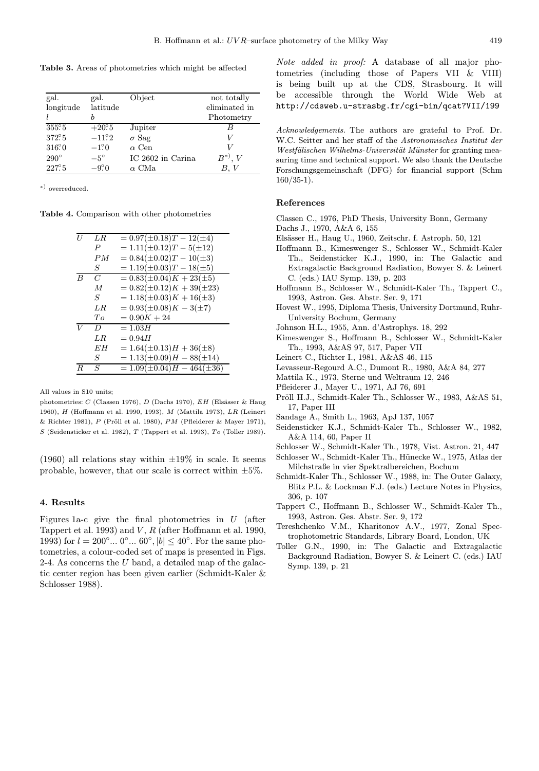**Table 3.** Areas of photometries which might be affected

| gal. longitude $l$ | gal. latitude $b$ | Object | not totally eliminated in Photometry |
|---|---|---|---|
| $355\overset{\circ}{.}5$ | $+20\overset{\circ}{.}5$ | Jupiter | $B$ |
| $372\overset{\circ}{.}5$ | $-11\overset{\circ}{.}2$ | $\sigma$ Sag | $V$ |
| $316\overset{\circ}{.}0$ | $-1\overset{\circ}{.}0$ | $\alpha$ Cen | $V$ |
| $290^\circ$ | $-5^\circ$ | IC 2602 in Carina | $B^{*)}$, $V$ |
| $227\overset{\circ}{.}5$ | $-9\overset{\circ}{.}0$ | $\alpha$ CMa | $B$, $V$ |

*) overreduced.

**Table 4.** Comparison with other photometries

| | | |
|---|---|---|
| $U$ | $LR$ | $= 0.97(\pm 0.18)T - 12(\pm 4)$ |
| | $P$ | $= 1.11(\pm 0.12)T - 5(\pm 12)$ |
| | $PM$ | $= 0.84(\pm 0.02)T - 10(\pm 3)$ |
| | $S$ | $= 1.19(\pm 0.03)T - 18(\pm 5)$ |
| $B$ | $C$ | $= 0.83(\pm 0.04)K + 23(\pm 5)$ |
| | $M$ | $= 0.82(\pm 0.12)K + 39(\pm 23)$ |
| | $S$ | $= 1.18(\pm 0.03)K + 16(\pm 3)$ |
| | $LR$ | $= 0.93(\pm 0.08)K - 3(\pm 7)$ |
| | $To$ | $= 0.90K + 24$ |
| $V$ | $D$ | $= 1.03H$ |
| | $LR$ | $= 0.94H$ |
| | $EH$ | $= 1.64(\pm 0.13)H + 36(\pm 8)$ |
| | $S$ | $= 1.13(\pm 0.09)H - 88(\pm 14)$ |
| $R$ | $S$ | $= 1.09(\pm 0.04)H - 464(\pm 36)$ |

All values in S10 units;
photometries: $C$ (Classen 1976), $D$ (Dachs 1970), $EH$ (Elsässer & Haug 1960), $H$ (Hoffmann et al. 1990, 1993), $M$ (Mattila 1973), $LR$ (Leinert & Richter 1981), $P$ (Pröll et al. 1980), $PM$ (Pfleiderer & Mayer 1971), $S$ (Seidensticker et al. 1982), $T$ (Tappert et al. 1993), $To$ (Toller 1989).

(1960) all relations stay within $\pm 19\%$ in scale. It seems probable, however, that our scale is correct within $\pm 5\%$.

## 4. Results

Figures 1a-c give the final photometries in $U$ (after Tappert et al. 1993) and $V$, $R$ (after Hoffmann et al. 1990, 1993) for $l = 200^\circ ... 0^\circ ... 60^\circ, |b| \leq 40^\circ$. For the same photometries, a colour-coded set of maps is presented in Figs. 2-4. As concerns the $U$ band, a detailed map of the galactic center region has been given earlier (Schmidt-Kaler & Schlosser 1988).

*Note added in proof:* A database of all major photometries (including those of Papers VII & VIII) is being built up at the CDS, Strasbourg. It will be accessible through the World Wide Web at `http://cdsweb.u-strasbg.fr/cgi-bin/qcat?VII/199`

*Acknowledgements.* The authors are grateful to Prof. Dr. W.C. Seitter and her staff of the *Astronomisches Institut der Westfälischen Wilhelms-Universität Münster* for granting measuring time and technical support. We also thank the Deutsche Forschungsgemeinschaft (DFG) for financial support (Schm 160/35-1).

### References

Classen C., 1976, PhD Thesis, University Bonn, Germany

Dachs J., 1970, A&A 6, 155

Elsässer H., Haug U., 1960, Zeitschr. f. Astroph. 50, 121

Hoffmann B., Kimeswenger S., Schlosser W., Schmidt-Kaler Th., Seidensticker K.J., 1990, in: The Galactic and Extragalactic Background Radiation, Bowyer S. & Leinert C. (eds.) IAU Symp. 139, p. 203

Hoffmann B., Schlosser W., Schmidt-Kaler Th., Tappert C., 1993, Astron. Ges. Abstr. Ser. 9, 171

Hovest W., 1995, Diploma Thesis, University Dortmund, Ruhr-University Bochum, Germany

Johnson H.L., 1955, Ann. d'Astrophys. 18, 292

Kimeswenger S., Hoffmann B., Schlosser W., Schmidt-Kaler Th., 1993, A&AS 97, 517, Paper VII

Leinert C., Richter I., 1981, A&AS 46, 115

Levasseur-Regourd A.C., Dumont R., 1980, A&A 84, 277

Mattila K., 1973, Sterne und Weltraum 12, 246

Pfleiderer J., Mayer U., 1971, AJ 76, 691

Pröll H.J., Schmidt-Kaler Th., Schlosser W., 1983, A&AS 51, 17, Paper III

Sandage A., Smith L., 1963, ApJ 137, 1057

Seidensticker K.J., Schmidt-Kaler Th., Schlosser W., 1982, A&A 114, 60, Paper II

Schlosser W., Schmidt-Kaler Th., 1978, Vist. Astron. 21, 447

Schlosser W., Schmidt-Kaler Th., Hünecke W., 1975, Atlas der Milchstraße in vier Spektralbereichen, Bochum

Schmidt-Kaler Th., Schlosser W., 1988, in: The Outer Galaxy, Blitz P.L. & Lockman F.J. (eds.) Lecture Notes in Physics, 306, p. 107

Tappert C., Hoffmann B., Schlosser W., Schmidt-Kaler Th., 1993, Astron. Ges. Abstr. Ser. 9, 172

Tereshchenko V.M., Kharitonov A.V., 1977, Zonal Spectrophotometric Standards, Library Board, London, UK

Toller G.N., 1990, in: The Galactic and Extragalactic Background Radiation, Bowyer S. & Leinert C. (eds.) IAU Symp. 139, p. 21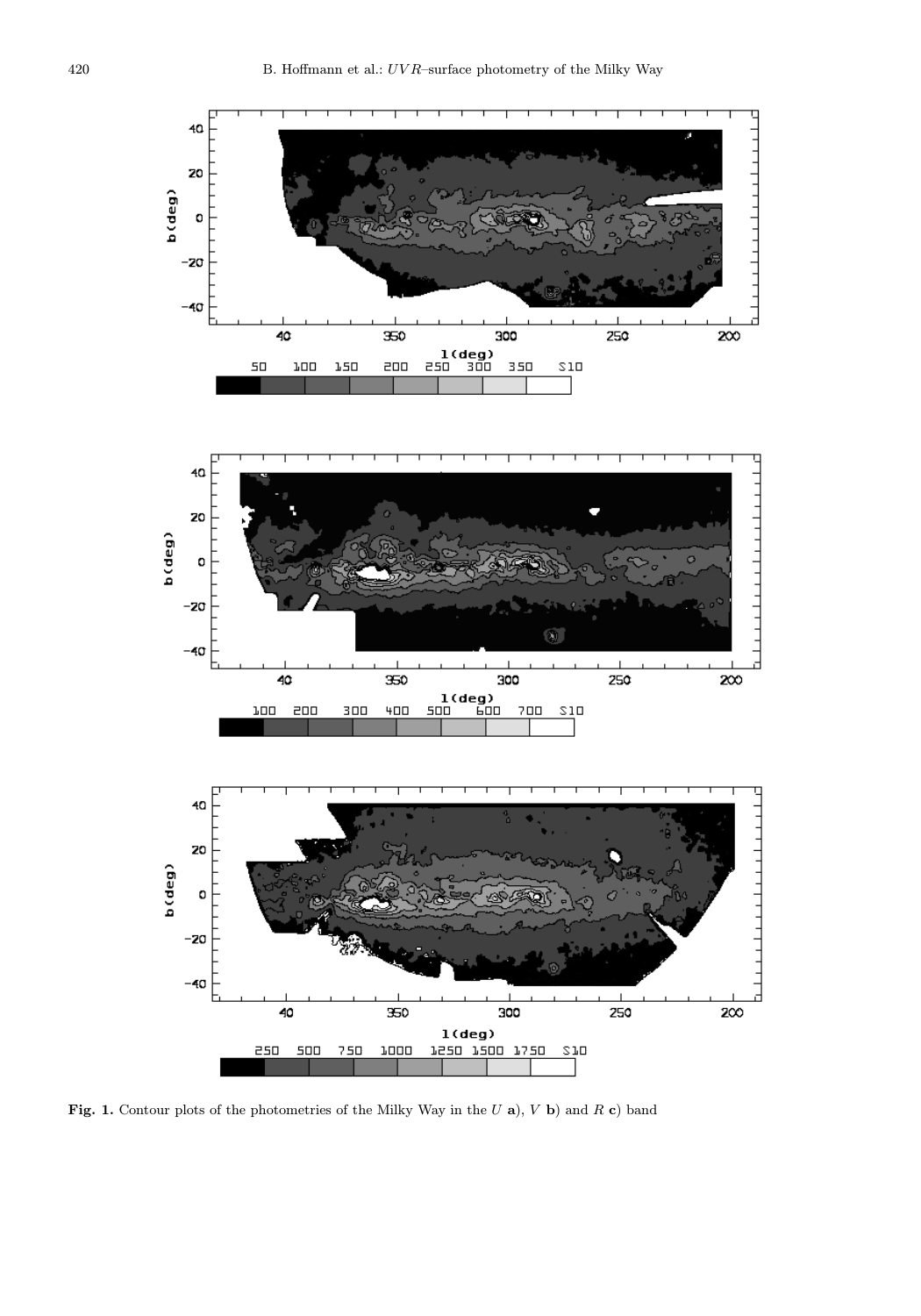**Fig. 1.** Contour plots of the photometries of the Milky Way in the $U$ **a**), $V$ **b**) and $R$ **c**) band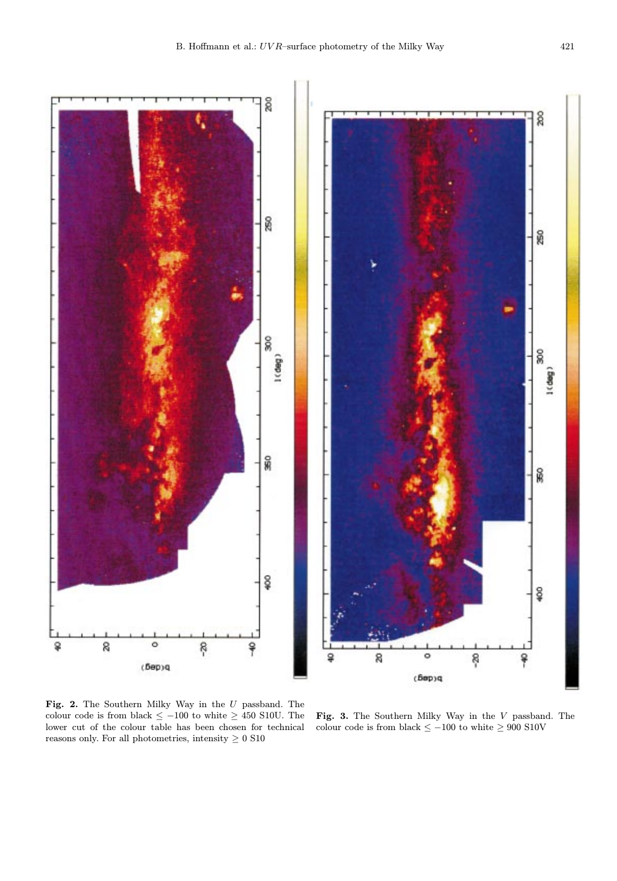**Fig. 2.** The Southern Milky Way in the $U$ passband. The colour code is from black $\leq -100$ to white $\geq 450$ S10U. The lower cut of the colour table has been chosen for technical reasons only. For all photometries, intensity $\geq 0$ S10

**Fig. 3.** The Southern Milky Way in the $V$ passband. The colour code is from black $\leq -100$ to white $\geq 900$ S10V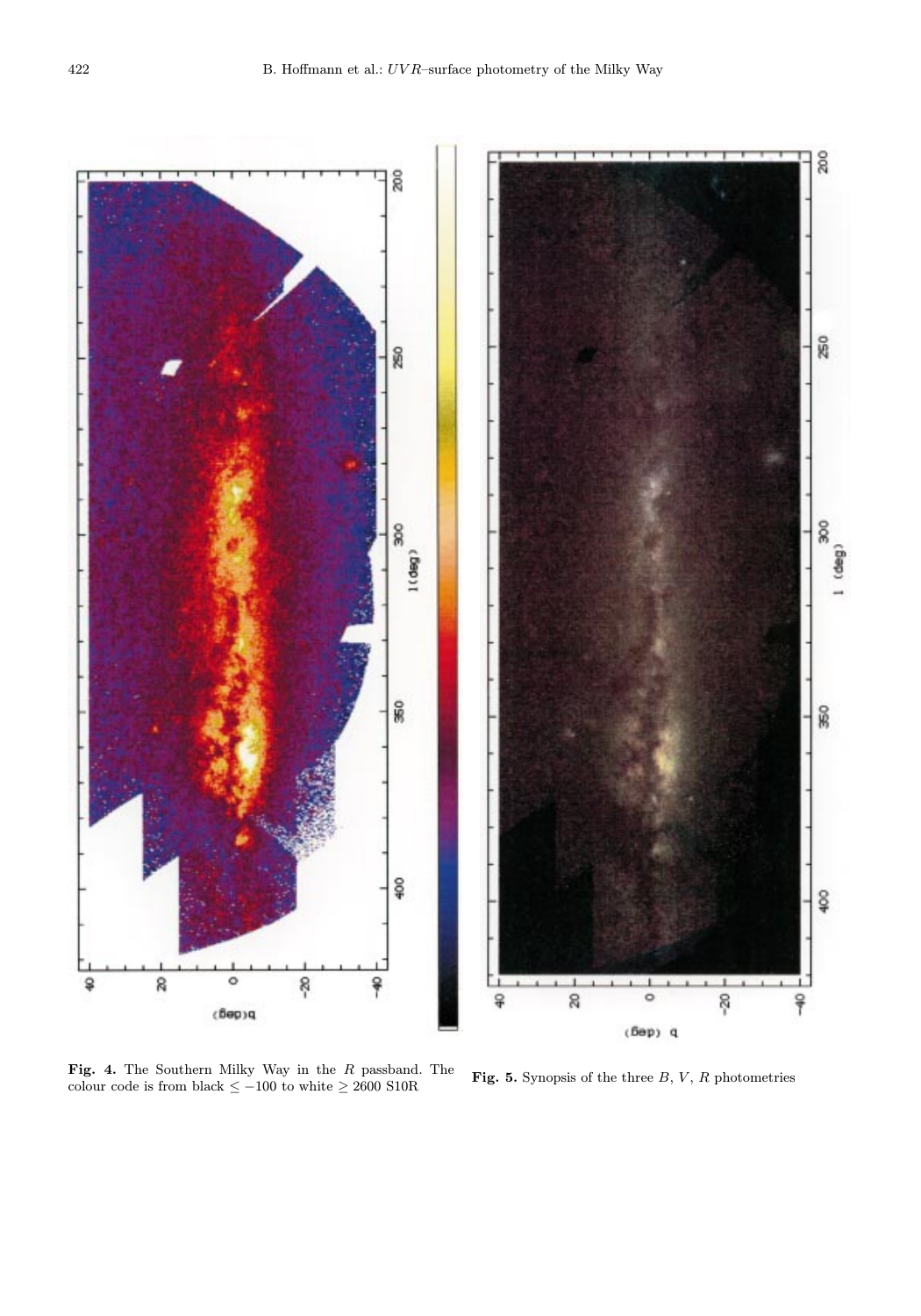l (deg)

b(deg)

200
250
300
350
400

40
20
0
-20
-40

**Fig. 4.** The Southern Milky Way in the $R$ passband. The colour code is from black $\leq -100$ to white $\geq 2600$ S10R

l (deg)

b (deg)

200
250
300
350
400

40
20
0
-20
-40

**Fig. 5.** Synopsis of the three $B$, $V$, $R$ photometries